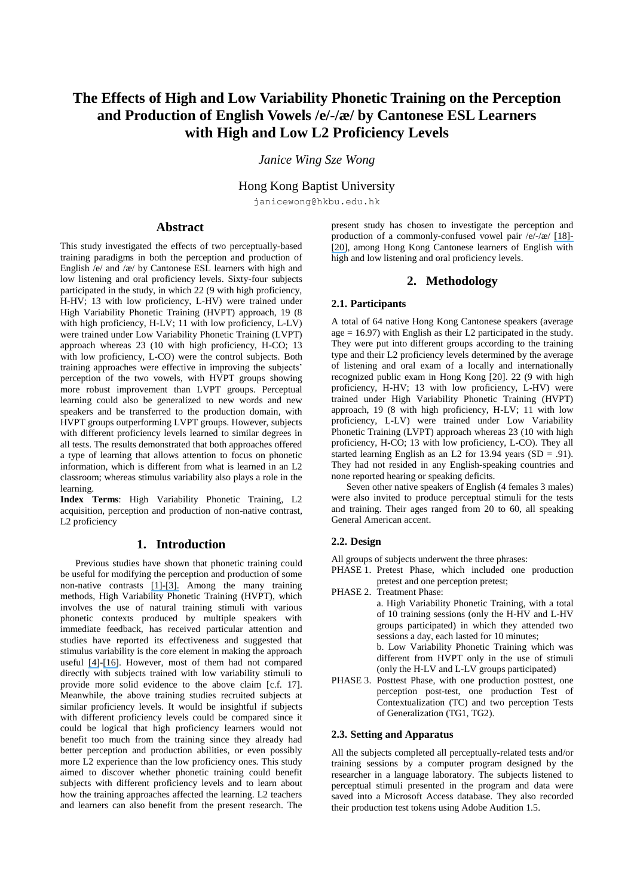# The Effects of High and Low Variability Phonetic Training on the Perception and Production of English Vowels /e/-/æ/ by Cantonese ESL Learners with High and Low L2 Proficiency Levels

*Janice Wing Sze Wong*

Hong Kong Baptist University

janicewong@hkbu.edu.hk

## Abstract

This study investigated the effects of two perceptually-based training paradigms in both the perception and production of English /e/ and /æ/ by Cantonese ESL learners with high and low listening and oral proficiency levels. Sixty-four subjects participated in the study, in which 22 (9 with high proficiency, H-HV; 13 with low proficiency, L-HV) were trained under High Variability Phonetic Training (HVPT) approach, 19 (8 with high proficiency, H-LV; 11 with low proficiency, L-LV) were trained under Low Variability Phonetic Training (LVPT) approach whereas 23 (10 with high proficiency, H-CO; 13 with low proficiency, L-CO) were the control subjects. Both training approaches were effective in improving the subjects' perception of the two vowels, with HVPT groups showing more robust improvement than LVPT groups. Perceptual learning could also be generalized to new words and new speakers and be transferred to the production domain, with HVPT groups outperforming LVPT groups. However, subjects with different proficiency levels learned to similar degrees in all tests. The results demonstrated that both approaches offered a type of learning that allows attention to focus on phonetic information, which is different from what is learned in an L2 classroom; whereas stimulus variability also plays a role in the learning.

**Index Terms**: High Variability Phonetic Training, L2 acquisition, perception and production of non-native contrast, L2 proficiency

## 1. Introduction

Previous studies have shown that phonetic training could be useful for modifying the perception and production of some non-native contrasts [1]-[3]. Among the many training methods, High Variability Phonetic Training (HVPT), which involves the use of natural training stimuli with various phonetic contexts produced by multiple speakers with immediate feedback, has received particular attention and studies have reported its effectiveness and suggested that stimulus variability is the core element in making the approach useful [4]-[16]. However, most of them had not compared directly with subjects trained with low variability stimuli to provide more solid evidence to the above claim [c.f. 17]. Meanwhile, the above training studies recruited subjects at similar proficiency levels. It would be insightful if subjects with different proficiency levels could be compared since it could be logical that high proficiency learners would not benefit too much from the training since they already had better perception and production abilities, or even possibly more L2 experience than the low proficiency ones. This study aimed to discover whether phonetic training could benefit subjects with different proficiency levels and to learn about how the training approaches affected the learning. L2 teachers and learners can also benefit from the present research. The present study has chosen to investigate the perception and production of a commonly-confused vowel pair /e/-/æ/ [18]-[20], among Hong Kong Cantonese learners of English with high and low listening and oral proficiency levels.

## 2. Methodology

### 2.1. Participants

A total of 64 native Hong Kong Cantonese speakers (average age = 16.97) with English as their L2 participated in the study. They were put into different groups according to the training type and their L2 proficiency levels determined by the average of listening and oral exam of a locally and internationally recognized public exam in Hong Kong [20]. 22 (9 with high proficiency, H-HV; 13 with low proficiency, L-HV) were trained under High Variability Phonetic Training (HVPT) approach, 19 (8 with high proficiency, H-LV; 11 with low proficiency, L-LV) were trained under Low Variability Phonetic Training (LVPT) approach whereas 23 (10 with high proficiency, H-CO; 13 with low proficiency, L-CO). They all started learning English as an L2 for 13.94 years (SD = .91). They had not resided in any English-speaking countries and none reported hearing or speaking deficits.

Seven other native speakers of English (4 females 3 males) were also invited to produce perceptual stimuli for the tests and training. Their ages ranged from 20 to 60, all speaking General American accent.

### 2.2. Design

All groups of subjects underwent the three phrases:

- PHASE 1. Pretest Phase, which included one production pretest and one perception pretest;
- PHASE 2. Treatment Phase:
  - a. High Variability Phonetic Training, with a total of 10 training sessions (only the H-HV and L-HV groups participated) in which they attended two sessions a day, each lasted for 10 minutes;
  - b. Low Variability Phonetic Training which was different from HVPT only in the use of stimuli (only the H-LV and L-LV groups participated)
- PHASE 3. Posttest Phase, with one production posttest, one perception post-test, one production Test of Contextualization (TC) and two perception Tests of Generalization (TG1, TG2).

### 2.3. Setting and Apparatus

All the subjects completed all perceptually-related tests and/or training sessions by a computer program designed by the researcher in a language laboratory. The subjects listened to perceptual stimuli presented in the program and data were saved into a Microsoft Access database. They also recorded their production test tokens using Adobe Audition 1.5.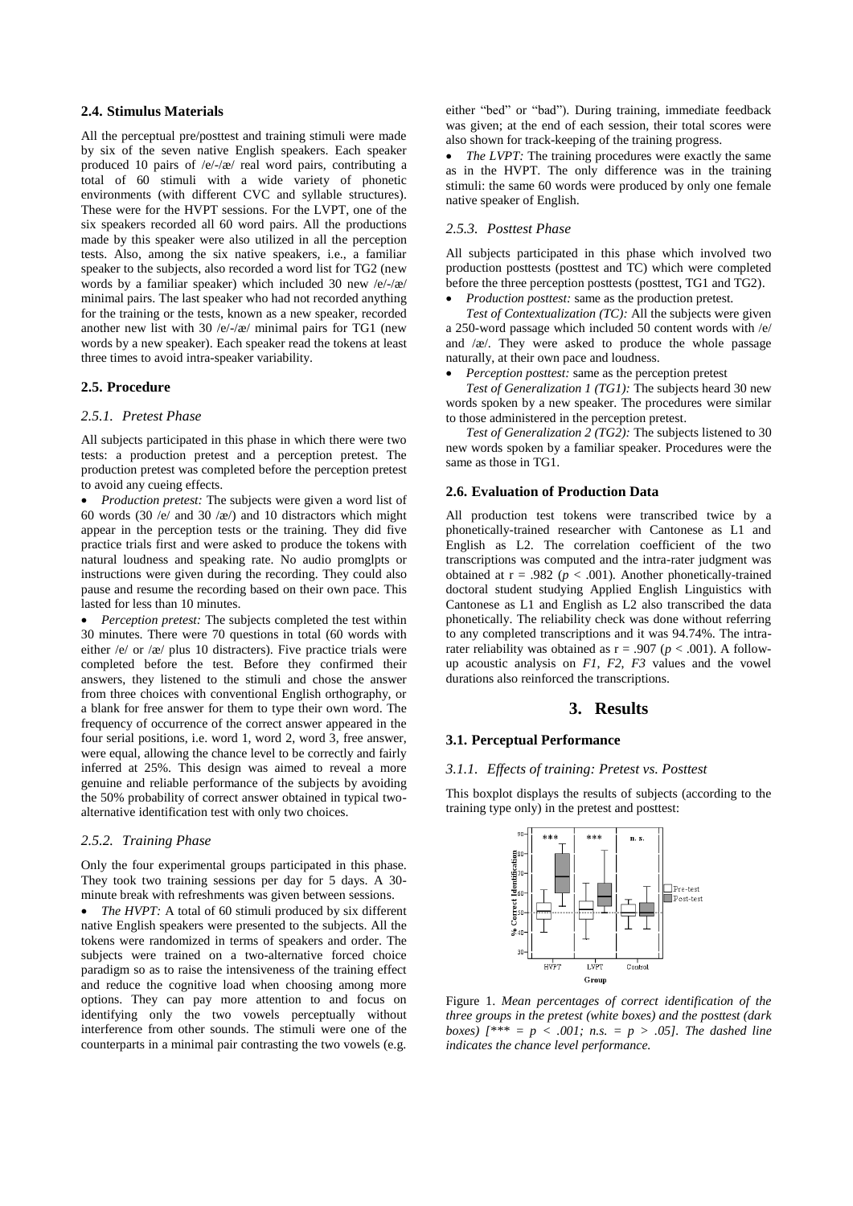### 2.4. Stimulus Materials

All the perceptual pre/posttest and training stimuli were made by six of the seven native English speakers. Each speaker produced 10 pairs of /e/-/æ/ real word pairs, contributing a total of 60 stimuli with a wide variety of phonetic environments (with different CVC and syllable structures). These were for the HVPT sessions. For the LVPT, one of the six speakers recorded all 60 word pairs. All the productions made by this speaker were also utilized in all the perception tests. Also, among the six native speakers, i.e., a familiar speaker to the subjects, also recorded a word list for TG2 (new words by a familiar speaker) which included 30 new /e/-/æ/ minimal pairs. The last speaker who had not recorded anything for the training or the tests, known as a new speaker, recorded another new list with 30 /e/-/æ/ minimal pairs for TG1 (new words by a new speaker). Each speaker read the tokens at least three times to avoid intra-speaker variability.

### 2.5. Procedure

#### *2.5.1. Pretest Phase*

All subjects participated in this phase in which there were two tests: a production pretest and a perception pretest. The production pretest was completed before the perception pretest to avoid any cueing effects.

- *Production pretest:* The subjects were given a word list of 60 words (30 /e/ and 30 /æ/) and 10 distractors which might appear in the perception tests or the training. They did five practice trials first and were asked to produce the tokens with natural loudness and speaking rate. No audio promglpts or instructions were given during the recording. They could also pause and resume the recording based on their own pace. This lasted for less than 10 minutes.
- *Perception pretest:* The subjects completed the test within 30 minutes. There were 70 questions in total (60 words with either /e/ or /æ/ plus 10 distracters). Five practice trials were completed before the test. Before they confirmed their answers, they listened to the stimuli and chose the answer from three choices with conventional English orthography, or a blank for free answer for them to type their own word. The frequency of occurrence of the correct answer appeared in the four serial positions, i.e. word 1, word 2, word 3, free answer, were equal, allowing the chance level to be correctly and fairly inferred at 25%. This design was aimed to reveal a more genuine and reliable performance of the subjects by avoiding the 50% probability of correct answer obtained in typical two-alternative identification test with only two choices.

#### *2.5.2. Training Phase*

Only the four experimental groups participated in this phase. They took two training sessions per day for 5 days. A 30-minute break with refreshments was given between sessions.

- *The HVPT:* A total of 60 stimuli produced by six different native English speakers were presented to the subjects. All the tokens were randomized in terms of speakers and order. The subjects were trained on a two-alternative forced choice paradigm so as to raise the intensiveness of the training effect and reduce the cognitive load when choosing among more options. They can pay more attention to and focus on identifying only the two vowels perceptually without interference from other sounds. The stimuli were one of the counterparts in a minimal pair contrasting the two vowels (e.g. either "bed" or "bad"). During training, immediate feedback was given; at the end of each session, their total scores were also shown for track-keeping of the training progress.
- *The LVPT:* The training procedures were exactly the same as in the HVPT. The only difference was in the training stimuli: the same 60 words were produced by only one female native speaker of English.

#### *2.5.3. Posttest Phase*

All subjects participated in this phase which involved two production posttests (posttest and TC) which were completed before the three perception posttests (posttest, TG1 and TG2).

- *Production posttest:* same as the production pretest.

  *Test of Contextualization (TC):* All the subjects were given a 250-word passage which included 50 content words with /e/ and /æ/. They were asked to produce the whole passage naturally, at their own pace and loudness.
- *Perception posttest:* same as the perception pretest

  *Test of Generalization 1 (TG1):* The subjects heard 30 new words spoken by a new speaker. The procedures were similar to those administered in the perception pretest.

  *Test of Generalization 2 (TG2):* The subjects listened to 30 new words spoken by a familiar speaker. Procedures were the same as those in TG1.

### 2.6. Evaluation of Production Data

All production test tokens were transcribed twice by a phonetically-trained researcher with Cantonese as L1 and English as L2. The correlation coefficient of the two transcriptions was computed and the intra-rater judgment was obtained at $r = .982$ ($p < .001$). Another phonetically-trained doctoral student studying Applied English Linguistics with Cantonese as L1 and English as L2 also transcribed the data phonetically. The reliability check was done without referring to any completed transcriptions and it was 94.74%. The intra-rater reliability was obtained as $r = .907$ ($p < .001$). A follow-up acoustic analysis on $F1$, $F2$, $F3$ values and the vowel durations also reinforced the transcriptions.

## 3. Results

### 3.1. Perceptual Performance

#### *3.1.1. Effects of training: Pretest vs. Posttest*

This boxplot displays the results of subjects (according to the training type only) in the pretest and posttest:

Figure 1. *Mean percentages of correct identification of the three groups in the pretest (white boxes) and the posttest (dark boxes) [*** = $p < .001$; n.s. = $p > .05$]. The dashed line indicates the chance level performance.*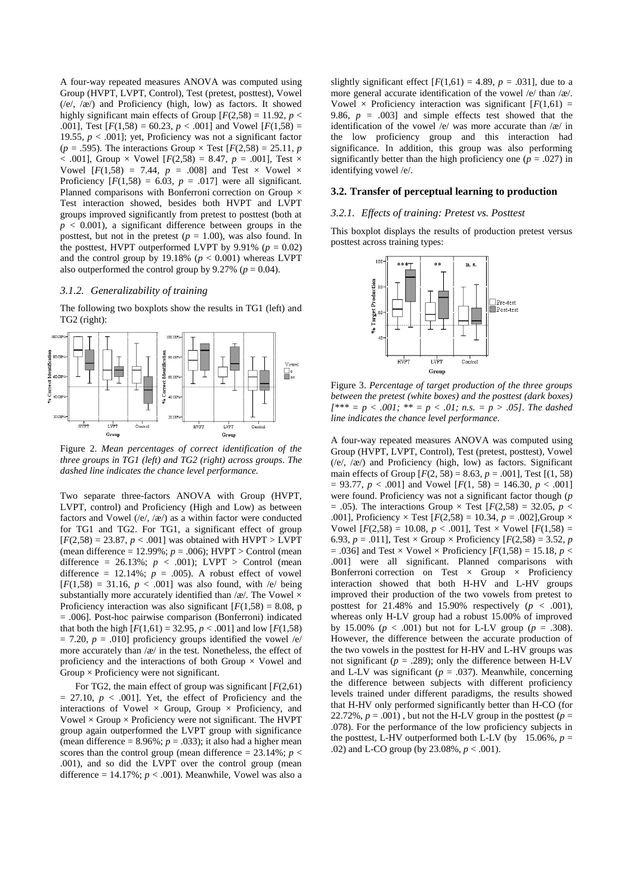A four-way repeated measures ANOVA was computed using Group (HVPT, LVPT, Control), Test (pretest, posttest), Vowel (/e/, /æ/) and Proficiency (high, low) as factors. It showed highly significant main effects of Group [$F(2,58) = 11.92$, $p < .001$], Test [$F(1,58) = 60.23$, $p < .001$] and Vowel [$F(1,58) = 19.55$, $p < .001$]; yet, Proficiency was not a significant factor ($p = .595$). The interactions Group × Test [$F(2,58) = 25.11$, $p < .001$], Group × Vowel [$F(2,58) = 8.47$, $p = .001$], Test × Vowel [$F(1,58) = 7.44$, $p = .008$] and Test × Vowel × Proficiency [$F(1,58) = 6.03$, $p = .017$] were all significant. Planned comparisons with Bonferroni correction on Group × Test interaction showed, besides both HVPT and LVPT groups improved significantly from pretest to posttest (both at $p < 0.001$), a significant difference between groups in the posttest, but not in the pretest ($p = 1.00$), was also found. In the posttest, HVPT outperformed LVPT by 9.91% ($p = 0.02$) and the control group by 19.18% ($p < 0.001$) whereas LVPT also outperformed the control group by 9.27% ($p = 0.04$).

### 3.1.2. Generalizability of training

The following two boxplots show the results in TG1 (left) and TG2 (right):

Figure 2. *Mean percentages of correct identification of the three groups in TG1 (left) and TG2 (right) across groups. The dashed line indicates the chance level performance.*

Two separate three-factors ANOVA with Group (HVPT, LVPT, control) and Proficiency (High and Low) as between factors and Vowel (/e/, /æ/) as a within factor were conducted for TG1 and TG2. For TG1, a significant effect of group [$F(2,58) = 23.87$, $p < .001$] was obtained with HVPT > LVPT (mean difference = 12.99%; $p = .006$); HVPT > Control (mean difference = 26.13%; $p < .001$); LVPT > Control (mean difference = 12.14%; $p = .005$). A robust effect of vowel [$F(1,58) = 31.16$, $p < .001$] was also found, with /e/ being substantially more accurately identified than /æ/. The Vowel × Proficiency interaction was also significant [$F(1,58) = 8.08$, $p = .006$]. Post-hoc pairwise comparison (Bonferroni) indicated that both the high [$F(1,61) = 32.95$, $p < .001$] and low [$F(1,58) = 7.20$, $p = .010$] proficiency groups identified the vowel /e/ more accurately than /æ/ in the test. Nonetheless, the effect of proficiency and the interactions of both Group × Vowel and Group × Proficiency were not significant.

For TG2, the main effect of group was significant [$F(2,61) = 27.10$, $p < .001$]. Yet, the effect of Proficiency and the interactions of Vowel × Group, Group × Proficiency, and Vowel × Group × Proficiency were not significant. The HVPT group again outperformed the LVPT group with significance (mean difference = 8.96%; $p = .033$); it also had a higher mean scores than the control group (mean difference = 23.14%; $p < .001$), and so did the LVPT over the control group (mean difference = 14.17%; $p < .001$). Meanwhile, Vowel was also a slightly significant effect [$F(1,61) = 4.89$, $p = .031$], due to a more general accurate identification of the vowel /e/ than /æ/. Vowel × Proficiency interaction was significant [$F(1,61) = 9.86$, $p = .003$] and simple effects test showed that the identification of the vowel /e/ was more accurate than /æ/ in the low proficiency group and this interaction had significance. In addition, this group was also performing significantly better than the high proficiency one ($p = .027$) in identifying vowel /e/.

## 3.2. Transfer of perceptual learning to production

### 3.2.1. Effects of training: Pretest vs. Posttest

This boxplot displays the results of production pretest versus posttest across training types:

Figure 3. *Percentage of target production of the three groups between the pretest (white boxes) and the posttest (dark boxes) [*** = p < .001; ** = p < .01; n.s. = p > .05]. The dashed line indicates the chance level performance.*

A four-way repeated measures ANOVA was computed using Group (HVPT, LVPT, Control), Test (pretest, posttest), Vowel (/e/, /æ/) and Proficiency (high, low) as factors. Significant main effects of Group [$F(2, 58) = 8.63$, $p = .001$], Test [(1, 58) $= 93.77$, $p < .001$] and Vowel [$F(1, 58) = 146.30$, $p < .001$] were found. Proficiency was not a significant factor though ($p = .05$). The interactions Group × Test [$F(2,58) = 32.05$, $p < .001$], Proficiency × Test [$F(2,58) = 10.34$, $p = .002$],Group × Vowel [$F(2,58) = 10.08$, $p < .001$], Test × Vowel [$F(1,58) = 6.93$, $p = .011$], Test × Group × Proficiency [$F(2,58) = 3.52$, $p = .036$] and Test × Vowel × Proficiency [$F(1,58) = 15.18$, $p < .001$] were all significant. Planned comparisons with Bonferroni correction on Test × Group × Proficiency interaction showed that both H-HV and L-HV groups improved their production of the two vowels from pretest to posttest for 21.48% and 15.90% respectively ($p < .001$), whereas only H-LV group had a robust 15.00% of improved by 15.00% ($p < .001$) but not for L-LV group ($p = .308$). However, the difference between the accurate production of the two vowels in the posttest for H-HV and L-HV groups was not significant ($p = .289$); only the difference between H-LV and L-LV was significant ($p = .037$). Meanwhile, concerning the difference between subjects with different proficiency levels trained under different paradigms, the results showed that H-HV only performed significantly better than H-CO (for 22.72%, $p = .001$) , but not the H-LV group in the posttest ($p = .078$). For the performance of the low proficiency subjects in the posttest, L-HV outperformed both L-LV (by 15.06%, $p = .02$) and L-CO group (by 23.08%, $p < .001$).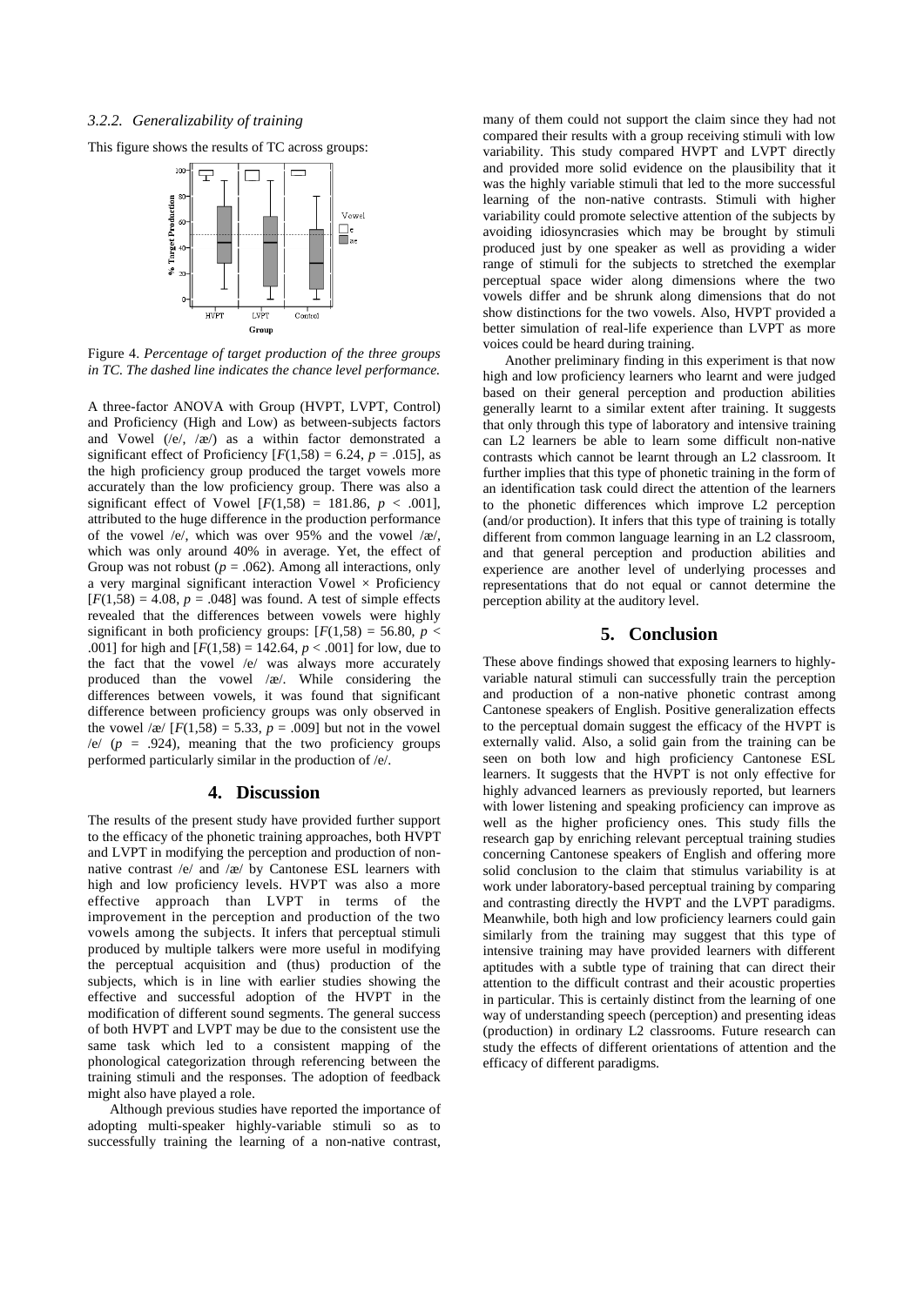*3.2.2. Generalizability of training*

This figure shows the results of TC across groups:

Figure 4. *Percentage of target production of the three groups in TC. The dashed line indicates the chance level performance.*

A three-factor ANOVA with Group (HVPT, LVPT, Control) and Proficiency (High and Low) as between-subjects factors and Vowel (/e/, /æ/) as a within factor demonstrated a significant effect of Proficiency [$F(1,58) = 6.24$, $p = .015$], as the high proficiency group produced the target vowels more accurately than the low proficiency group. There was also a significant effect of Vowel [$F(1,58) = 181.86$, $p < .001$], attributed to the huge difference in the production performance of the vowel /e/, which was over 95% and the vowel /æ/, which was only around 40% in average. Yet, the effect of Group was not robust ($p = .062$). Among all interactions, only a very marginal significant interaction Vowel × Proficiency [$F(1,58) = 4.08$, $p = .048$] was found. A test of simple effects revealed that the differences between vowels were highly significant in both proficiency groups: [$F(1,58) = 56.80$, $p < .001$] for high and [$F(1,58) = 142.64$, $p < .001$] for low, due to the fact that the vowel /e/ was always more accurately produced than the vowel /æ/. While considering the differences between vowels, it was found that significant difference between proficiency groups was only observed in the vowel /æ/ [$F(1,58) = 5.33$, $p = .009$] but not in the vowel /e/ ($p = .924$), meaning that the two proficiency groups performed particularly similar in the production of /e/.

## 4. Discussion

The results of the present study have provided further support to the efficacy of the phonetic training approaches, both HVPT and LVPT in modifying the perception and production of non-native contrast /e/ and /æ/ by Cantonese ESL learners with high and low proficiency levels. HVPT was also a more effective approach than LVPT in terms of the improvement in the perception and production of the two vowels among the subjects. It infers that perceptual stimuli produced by multiple talkers were more useful in modifying the perceptual acquisition and (thus) production of the subjects, which is in line with earlier studies showing the effective and successful adoption of the HVPT in the modification of different sound segments. The general success of both HVPT and LVPT may be due to the consistent use the same task which led to a consistent mapping of the phonological categorization through referencing between the training stimuli and the responses. The adoption of feedback might also have played a role.

Although previous studies have reported the importance of adopting multi-speaker highly-variable stimuli so as to successfully training the learning of a non-native contrast, many of them could not support the claim since they had not compared their results with a group receiving stimuli with low variability. This study compared HVPT and LVPT directly and provided more solid evidence on the plausibility that it was the highly variable stimuli that led to the more successful learning of the non-native contrasts. Stimuli with higher variability could promote selective attention of the subjects by avoiding idiosyncrasies which may be brought by stimuli produced just by one speaker as well as providing a wider range of stimuli for the subjects to stretched the exemplar perceptual space wider along dimensions where the two vowels differ and be shrunk along dimensions that do not show distinctions for the two vowels. Also, HVPT provided a better simulation of real-life experience than LVPT as more voices could be heard during training.

Another preliminary finding in this experiment is that now high and low proficiency learners who learnt and were judged based on their general perception and production abilities generally learnt to a similar extent after training. It suggests that only through this type of laboratory and intensive training can L2 learners be able to learn some difficult non-native contrasts which cannot be learnt through an L2 classroom. It further implies that this type of phonetic training in the form of an identification task could direct the attention of the learners to the phonetic differences which improve L2 perception (and/or production). It infers that this type of training is totally different from common language learning in an L2 classroom, and that general perception and production abilities and experience are another level of underlying processes and representations that do not equal or cannot determine the perception ability at the auditory level.

## 5. Conclusion

These above findings showed that exposing learners to highly-variable natural stimuli can successfully train the perception and production of a non-native phonetic contrast among Cantonese speakers of English. Positive generalization effects to the perceptual domain suggest the efficacy of the HVPT is externally valid. Also, a solid gain from the training can be seen on both low and high proficiency Cantonese ESL learners. It suggests that the HVPT is not only effective for highly advanced learners as previously reported, but learners with lower listening and speaking proficiency can improve as well as the higher proficiency ones. This study fills the research gap by enriching relevant perceptual training studies concerning Cantonese speakers of English and offering more solid conclusion to the claim that stimulus variability is at work under laboratory-based perceptual training by comparing and contrasting directly the HVPT and the LVPT paradigms. Meanwhile, both high and low proficiency learners could gain similarly from the training may suggest that this type of intensive training may have provided learners with different aptitudes with a subtle type of training that can direct their attention to the difficult contrast and their acoustic properties in particular. This is certainly distinct from the learning of one way of understanding speech (perception) and presenting ideas (production) in ordinary L2 classrooms. Future research can study the effects of different orientations of attention and the efficacy of different paradigms.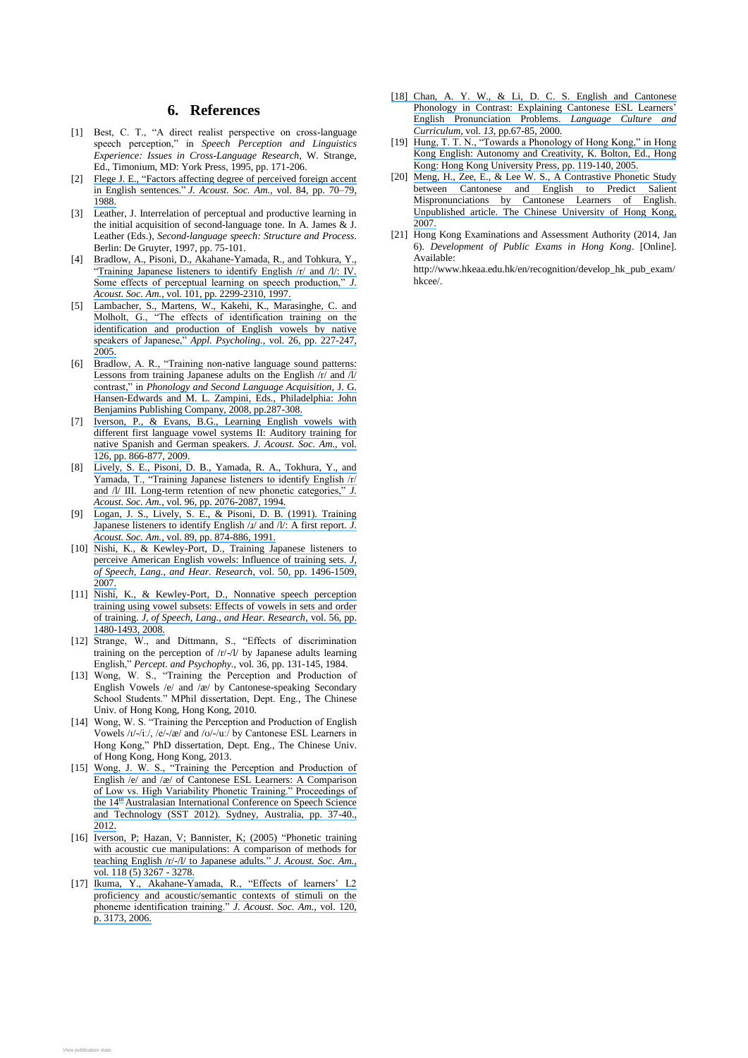## 6. References

[1] Best, C. T., "A direct realist perspective on cross-language speech perception," in *Speech Perception and Linguistics Experience: Issues in Cross-Language Research*, W. Strange, Ed., Timonium, MD: York Press, 1995, pp. 171-206.

[2] Flege J. E., "Factors affecting degree of perceived foreign accent in English sentences." *J. Acoust. Soc. Am.*, vol. 84, pp. 70–79, 1988.

[3] Leather, J. Interrelation of perceptual and productive learning in the initial acquisition of second-language tone. In A. James & J. Leather (Eds.), *Second-language speech: Structure and Process*. Berlin: De Gruyter, 1997, pp. 75-101.

[4] Bradlow, A., Pisoni, D., Akahane-Yamada, R., and Tohkura, Y., "Training Japanese listeners to identify English /r/ and /l/: IV. Some effects of perceptual learning on speech production," *J. Acoust. Soc. Am.*, vol. 101, pp. 2299-2310, 1997.

[5] Lambacher, S., Martens, W., Kakehi, K., Marasinghe, C. and Molholt, G., "The effects of identification training on the identification and production of English vowels by native speakers of Japanese," *Appl. Psycholing.*, vol. 26, pp. 227-247, 2005.

[6] Bradlow, A. R., "Training non-native language sound patterns: Lessons from training Japanese adults on the English /r/ and /l/ contrast," in *Phonology and Second Language Acquisition*, J. G. Hansen-Edwards and M. L. Zampini, Eds., Philadelphia: John Benjamins Publishing Company, 2008, pp.287-308.

[7] Iverson, P., & Evans, B.G., Learning English vowels with different first language vowel systems II: Auditory training for native Spanish and German speakers. *J. Acoust. Soc. Am.*, vol. 126, pp. 866-877, 2009.

[8] Lively, S. E., Pisoni, D. B., Yamada, R. A., Tokhura, Y., and Yamada, T., "Training Japanese listeners to identify English /r/ and /l/ III. Long-term retention of new phonetic categories," *J. Acoust. Soc. Am.*, vol. 96, pp. 2076-2087, 1994.

[9] Logan, J. S., Lively, S. E., & Pisoni, D. B. (1991). Training Japanese listeners to identify English /ɹ/ and /l/: A first report. *J. Acoust. Soc. Am.*, vol. 89, pp. 874-886, 1991.

[10] Nishi, K., & Kewley-Port, D., Training Japanese listeners to perceive American English vowels: Influence of training sets. *J, of Speech, Lang., and Hear. Research*, vol. 50, pp. 1496-1509, 2007.

[11] Nishi, K., & Kewley-Port, D., Nonnative speech perception training using vowel subsets: Effects of vowels in sets and order of training. *J, of Speech, Lang., and Hear. Research*, vol. 56, pp. 1480-1493, 2008.

[12] Strange, W., and Dittmann, S., "Effects of discrimination training on the perception of /r/-/l/ by Japanese adults learning English," *Percept. and Psychophy.*, vol. 36, pp. 131-145, 1984.

[13] Wong, W. S., "Training the Perception and Production of English Vowels /e/ and /æ/ by Cantonese-speaking Secondary School Students." MPhil dissertation, Dept. Eng., The Chinese Univ. of Hong Kong, Hong Kong, 2010.

[14] Wong, W. S. "Training the Perception and Production of English Vowels /ɪ/-/iː/, /e/-/æ/ and /ʊ/-/uː/ by Cantonese ESL Learners in Hong Kong," PhD dissertation, Dept. Eng., The Chinese Univ. of Hong Kong, Hong Kong, 2013.

[15] Wong, J. W. S., "Training the Perception and Production of English /e/ and /æ/ of Cantonese ESL Learners: A Comparison of Low vs. High Variability Phonetic Training." Proceedings of the 14th Australasian International Conference on Speech Science and Technology (SST 2012). Sydney, Australia, pp. 37-40., 2012.

[16] Iverson, P; Hazan, V; Bannister, K; (2005) "Phonetic training with acoustic cue manipulations: A comparison of methods for teaching English /r/-/l/ to Japanese adults." *J. Acoust. Soc. Am.*, vol. 118 (5) 3267 - 3278.

[17] Ikuma, Y., Akahane-Yamada, R., "Effects of learners' L2 proficiency and acoustic/semantic contexts of stimuli on the phoneme identification training." *J. Acoust. Soc. Am.*, vol. 120, p. 3173, 2006.

[18] Chan, A. Y. W., & Li, D. C. S. English and Cantonese Phonology in Contrast: Explaining Cantonese ESL Learners' English Pronunciation Problems. *Language Culture and Curriculum*, vol. *13*, pp.67-85, 2000.

[19] Hung, T. T. N., "Towards a Phonology of Hong Kong," in Hong Kong English: Autonomy and Creativity, K. Bolton, Ed., Hong Kong: Hong Kong University Press, pp. 119-140, 2005.

[20] Meng, H., Zee, E., & Lee W. S., A Contrastive Phonetic Study between Cantonese and English to Predict Salient Mispronunciations by Cantonese Learners of English. Unpublished article. The Chinese University of Hong Kong, 2007.

[21] Hong Kong Examinations and Assessment Authority (2014, Jan 6). *Development of Public Exams in Hong Kong*. [Online]. Available: http://www.hkeaa.edu.hk/en/recognition/develop_hk_pub_exam/hkcee/.